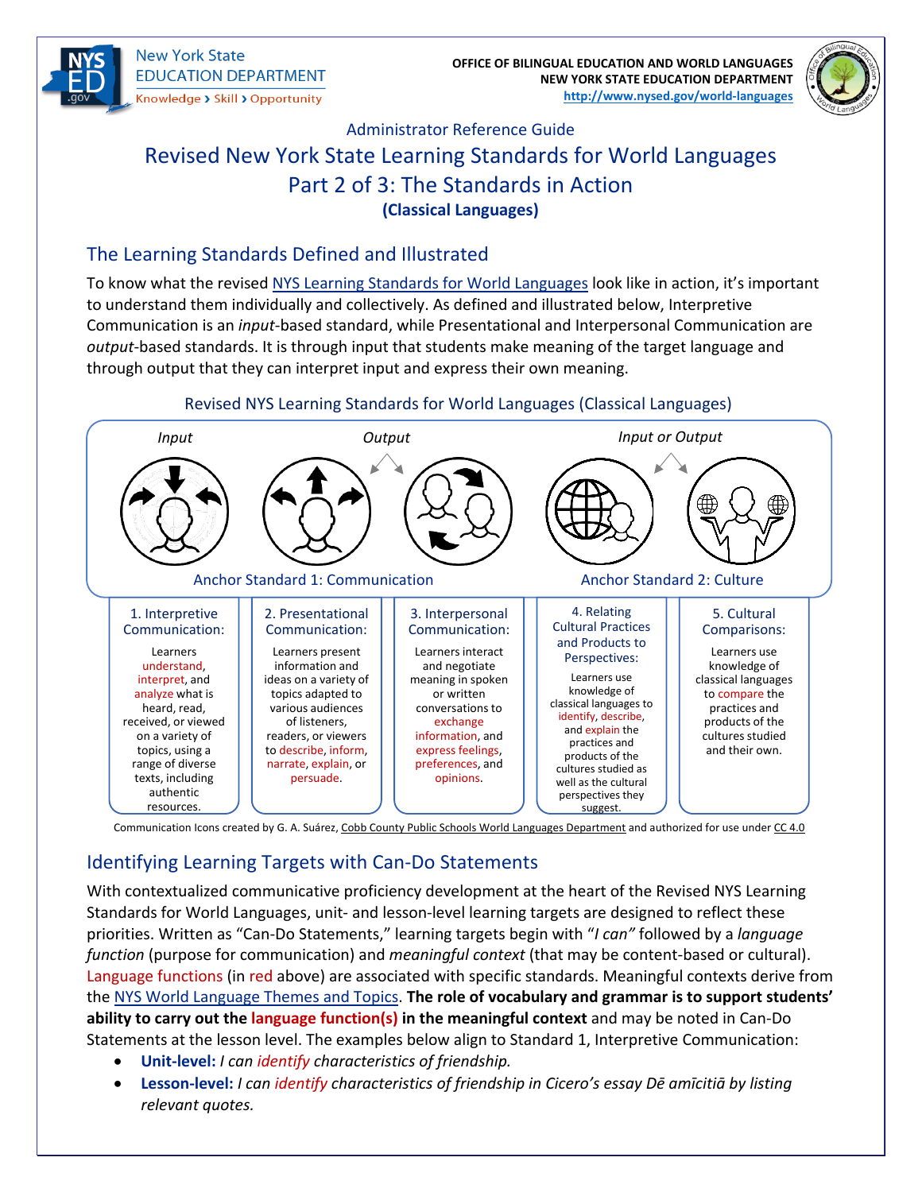New York State EDUCATION DEPARTMENT
Knowledge › Skill › Opportunity

**OFFICE OF BILINGUAL EDUCATION AND WORLD LANGUAGES**
**NEW YORK STATE EDUCATION DEPARTMENT**
**http://www.nysed.gov/world-languages**

Administrator Reference Guide

# Revised New York State Learning Standards for World Languages
# Part 2 of 3: The Standards in Action
**(Classical Languages)**

## The Learning Standards Defined and Illustrated

To know what the revised NYS Learning Standards for World Languages look like in action, it's important to understand them individually and collectively. As defined and illustrated below, Interpretive Communication is an *input*-based standard, while Presentational and Interpersonal Communication are *output*-based standards. It is through input that students make meaning of the target language and through output that they can interpret input and express their own meaning.

Revised NYS Learning Standards for World Languages (Classical Languages)

| *Input* | *Output* | | *Input or Output* | |
|---|---|---|---|---|
| Anchor Standard 1: Communication | | | Anchor Standard 2: Culture | |
| 1. Interpretive Communication: | 2. Presentational Communication: | 3. Interpersonal Communication: | 4. Relating Cultural Practices and Products to Perspectives: | 5. Cultural Comparisons: |
| Learners understand, interpret, and analyze what is heard, read, received, or viewed on a variety of topics, using a range of diverse texts, including authentic resources. | Learners present information and ideas on a variety of topics adapted to various audiences of listeners, readers, or viewers to describe, inform, narrate, explain, or persuade. | Learners interact and negotiate meaning in spoken or written conversations to exchange information, and express feelings, preferences, and opinions. | Learners use knowledge of classical languages to identify, describe, and explain the practices and products of the cultures studied as well as the cultural perspectives they suggest. | Learners use knowledge of classical languages to compare the practices and products of the cultures studied and their own. |

Communication Icons created by G. A. Suárez, Cobb County Public Schools World Languages Department and authorized for use under CC 4.0

## Identifying Learning Targets with Can-Do Statements

With contextualized communicative proficiency development at the heart of the Revised NYS Learning Standards for World Languages, unit- and lesson-level learning targets are designed to reflect these priorities. Written as "Can-Do Statements," learning targets begin with "*I can*" followed by a *language function* (purpose for communication) and *meaningful context* (that may be content-based or cultural). Language functions (in red above) are associated with specific standards. Meaningful contexts derive from the NYS World Language Themes and Topics. **The role of vocabulary and grammar is to support students' ability to carry out the language function(s) in the meaningful context** and may be noted in Can-Do Statements at the lesson level. The examples below align to Standard 1, Interpretive Communication:

- **Unit-level:** *I can identify characteristics of friendship.*
- **Lesson-level:** *I can identify characteristics of friendship in Cicero's essay Dē amīcitiā by listing relevant quotes.*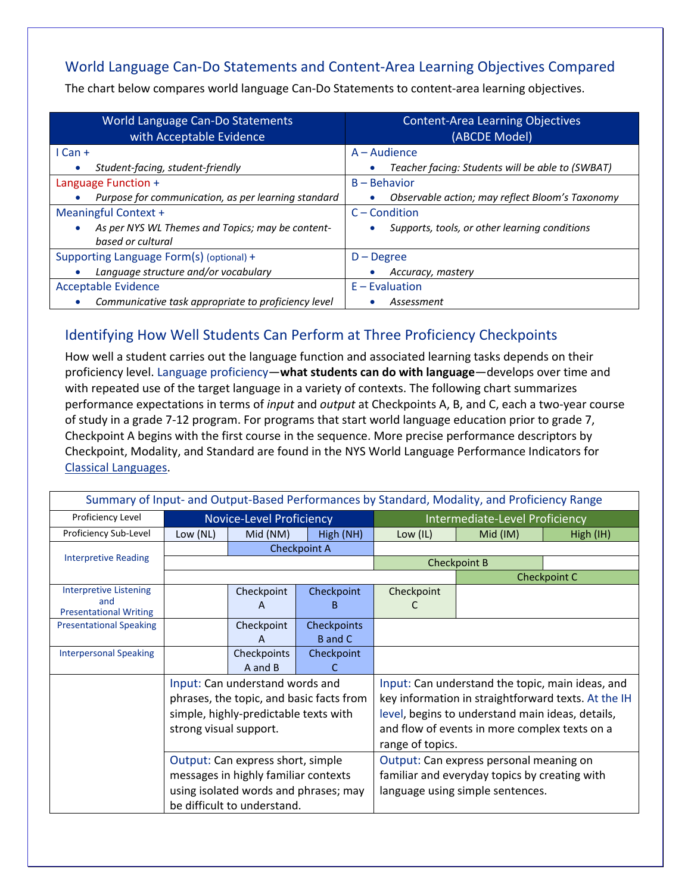## World Language Can-Do Statements and Content-Area Learning Objectives Compared

The chart below compares world language Can-Do Statements to content-area learning objectives.

| World Language Can-Do Statements with Acceptable Evidence | Content-Area Learning Objectives (ABCDE Model) |
|---|---|
| I Can + <br>• *Student-facing, student-friendly* | A – Audience <br>• *Teacher facing: Students will be able to (SWBAT)* |
| Language Function + <br>• *Purpose for communication, as per learning standard* | B – Behavior <br>• *Observable action; may reflect Bloom's Taxonomy* |
| Meaningful Context + <br>• *As per NYS WL Themes and Topics; may be content-based or cultural* | C – Condition <br>• *Supports, tools, or other learning conditions* |
| Supporting Language Form(s) (optional) + <br>• *Language structure and/or vocabulary* | D – Degree <br>• *Accuracy, mastery* |
| Acceptable Evidence <br>• *Communicative task appropriate to proficiency level* | E – Evaluation <br>• *Assessment* |

## Identifying How Well Students Can Perform at Three Proficiency Checkpoints

How well a student carries out the language function and associated learning tasks depends on their proficiency level. Language proficiency—**what students can do with language**—develops over time and with repeated use of the target language in a variety of contexts. The following chart summarizes performance expectations in terms of *input* and *output* at Checkpoints A, B, and C, each a two-year course of study in a grade 7-12 program. For programs that start world language education prior to grade 7, Checkpoint A begins with the first course in the sequence. More precise performance descriptors by Checkpoint, Modality, and Standard are found in the NYS World Language Performance Indicators for Classical Languages.

| Summary of Input- and Output-Based Performances by Standard, Modality, and Proficiency Range | | | | | | |
|---|---|---|---|---|---|---|
| Proficiency Level | Novice-Level Proficiency | | | Intermediate-Level Proficiency | | |
| Proficiency Sub-Level | Low (NL) | Mid (NM) | High (NH) | Low (IL) | Mid (IM) | High (IH) |
| Interpretive Reading | | Checkpoint A | Checkpoint A | | | |
| | | | | Checkpoint B | Checkpoint B | |
| | | | | | Checkpoint C | Checkpoint C |
| Interpretive Listening and Presentational Writing | | Checkpoint A | Checkpoint B | Checkpoint C | | |
| Presentational Speaking | | Checkpoint A | Checkpoints B and C | | | |
| Interpersonal Speaking | | Checkpoints A and B | Checkpoint C | | | |
| | Input: Can understand words and phrases, the topic, and basic facts from simple, highly-predictable texts with strong visual support. | | | Input: Can understand the topic, main ideas, and key information in straightforward texts. At the IH level, begins to understand main ideas, details, and flow of events in more complex texts on a range of topics. | | |
| | Output: Can express short, simple messages in highly familiar contexts using isolated words and phrases; may be difficult to understand. | | | Output: Can express personal meaning on familiar and everyday topics by creating with language using simple sentences. | | |